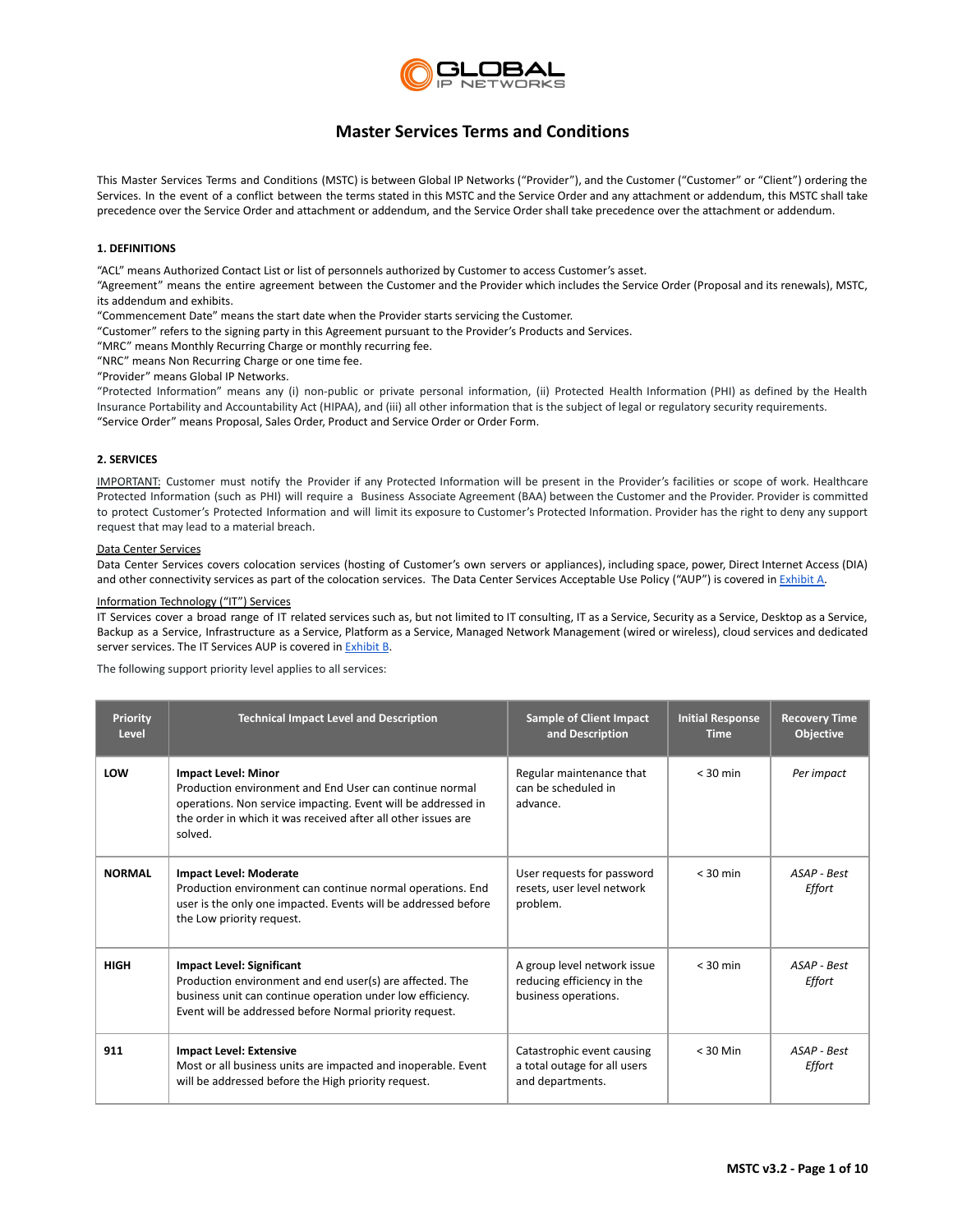# Master Services Terms and Conditions

This Master Services Terms and Conditions (MSTC) is between Global IP Networks ("Provider"), and the Customer ("Customer" or "Client") ordering the Services. In the event of a conflict between the terms stated in this MSTC and the Service Order and any attachment or addendum, this MSTC shall take precedence over the Service Order and attachment or addendum, and the Service Order shall take precedence over the attachment or addendum.

## 1. DEFINITIONS

"ACL" means Authorized Contact List or list of personnels authorized by Customer to access Customer's asset.
"Agreement" means the entire agreement between the Customer and the Provider which includes the Service Order (Proposal and its renewals), MSTC, its addendum and exhibits.
"Commencement Date" means the start date when the Provider starts servicing the Customer.
"Customer" refers to the signing party in this Agreement pursuant to the Provider's Products and Services.
"MRC" means Monthly Recurring Charge or monthly recurring fee.
"NRC" means Non Recurring Charge or one time fee.
"Provider" means Global IP Networks.
"Protected Information" means any (i) non-public or private personal information, (ii) Protected Health Information (PHI) as defined by the Health Insurance Portability and Accountability Act (HIPAA), and (iii) all other information that is the subject of legal or regulatory security requirements.
"Service Order" means Proposal, Sales Order, Product and Service Order or Order Form.

## 2. SERVICES

IMPORTANT: Customer must notify the Provider if any Protected Information will be present in the Provider's facilities or scope of work. Healthcare Protected Information (such as PHI) will require a Business Associate Agreement (BAA) between the Customer and the Provider. Provider is committed to protect Customer's Protected Information and will limit its exposure to Customer's Protected Information. Provider has the right to deny any support request that may lead to a material breach.

Data Center Services
Data Center Services covers colocation services (hosting of Customer's own servers or appliances), including space, power, Direct Internet Access (DIA) and other connectivity services as part of the colocation services. The Data Center Services Acceptable Use Policy ("AUP") is covered in Exhibit A.

Information Technology ("IT") Services
IT Services cover a broad range of IT related services such as, but not limited to IT consulting, IT as a Service, Security as a Service, Desktop as a Service, Backup as a Service, Infrastructure as a Service, Platform as a Service, Managed Network Management (wired or wireless), cloud services and dedicated server services. The IT Services AUP is covered in Exhibit B.

The following support priority level applies to all services:

| Priority Level | Technical Impact Level and Description | Sample of Client Impact and Description | Initial Response Time | Recovery Time Objective |
|---|---|---|---|---|
| **LOW** | **Impact Level: Minor** Production environment and End User can continue normal operations. Non service impacting. Event will be addressed in the order in which it was received after all other issues are solved. | Regular maintenance that can be scheduled in advance. | < 30 min | *Per impact* |
| **NORMAL** | **Impact Level: Moderate** Production environment can continue normal operations. End user is the only one impacted. Events will be addressed before the Low priority request. | User requests for password resets, user level network problem. | < 30 min | *ASAP - Best Effort* |
| **HIGH** | **Impact Level: Significant** Production environment and end user(s) are affected. The business unit can continue operation under low efficiency. Event will be addressed before Normal priority request. | A group level network issue reducing efficiency in the business operations. | < 30 min | *ASAP - Best Effort* |
| **911** | **Impact Level: Extensive** Most or all business units are impacted and inoperable. Event will be addressed before the High priority request. | Catastrophic event causing a total outage for all users and departments. | < 30 Min | *ASAP - Best Effort* |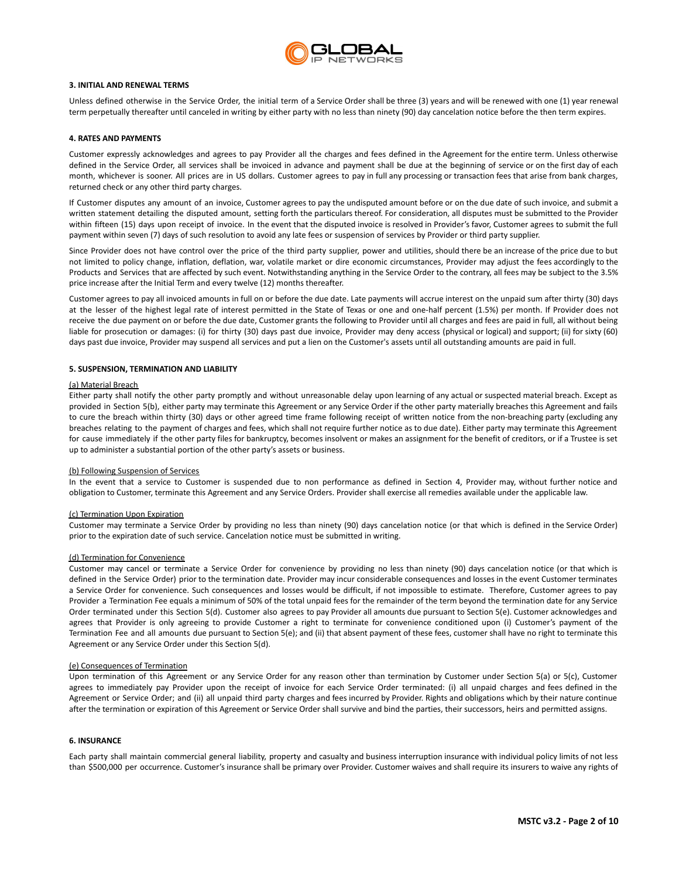### 3. INITIAL AND RENEWAL TERMS

Unless defined otherwise in the Service Order, the initial term of a Service Order shall be three (3) years and will be renewed with one (1) year renewal term perpetually thereafter until canceled in writing by either party with no less than ninety (90) day cancelation notice before the then term expires.

### 4. RATES AND PAYMENTS

Customer expressly acknowledges and agrees to pay Provider all the charges and fees defined in the Agreement for the entire term. Unless otherwise defined in the Service Order, all services shall be invoiced in advance and payment shall be due at the beginning of service or on the first day of each month, whichever is sooner. All prices are in US dollars. Customer agrees to pay in full any processing or transaction fees that arise from bank charges, returned check or any other third party charges.

If Customer disputes any amount of an invoice, Customer agrees to pay the undisputed amount before or on the due date of such invoice, and submit a written statement detailing the disputed amount, setting forth the particulars thereof. For consideration, all disputes must be submitted to the Provider within fifteen (15) days upon receipt of invoice. In the event that the disputed invoice is resolved in Provider's favor, Customer agrees to submit the full payment within seven (7) days of such resolution to avoid any late fees or suspension of services by Provider or third party supplier.

Since Provider does not have control over the price of the third party supplier, power and utilities, should there be an increase of the price due to but not limited to policy change, inflation, deflation, war, volatile market or dire economic circumstances, Provider may adjust the fees accordingly to the Products and Services that are affected by such event. Notwithstanding anything in the Service Order to the contrary, all fees may be subject to the 3.5% price increase after the Initial Term and every twelve (12) months thereafter.

Customer agrees to pay all invoiced amounts in full on or before the due date. Late payments will accrue interest on the unpaid sum after thirty (30) days at the lesser of the highest legal rate of interest permitted in the State of Texas or one and one-half percent (1.5%) per month. If Provider does not receive the due payment on or before the due date, Customer grants the following to Provider until all charges and fees are paid in full, all without being liable for prosecution or damages: (i) for thirty (30) days past due invoice, Provider may deny access (physical or logical) and support; (ii) for sixty (60) days past due invoice, Provider may suspend all services and put a lien on the Customer's assets until all outstanding amounts are paid in full.

### 5. SUSPENSION, TERMINATION AND LIABILITY

(a) Material Breach

Either party shall notify the other party promptly and without unreasonable delay upon learning of any actual or suspected material breach. Except as provided in Section 5(b), either party may terminate this Agreement or any Service Order if the other party materially breaches this Agreement and fails to cure the breach within thirty (30) days or other agreed time frame following receipt of written notice from the non-breaching party (excluding any breaches relating to the payment of charges and fees, which shall not require further notice as to due date). Either party may terminate this Agreement for cause immediately if the other party files for bankruptcy, becomes insolvent or makes an assignment for the benefit of creditors, or if a Trustee is set up to administer a substantial portion of the other party's assets or business.

(b) Following Suspension of Services

In the event that a service to Customer is suspended due to non performance as defined in Section 4, Provider may, without further notice and obligation to Customer, terminate this Agreement and any Service Orders. Provider shall exercise all remedies available under the applicable law.

(c) Termination Upon Expiration

Customer may terminate a Service Order by providing no less than ninety (90) days cancelation notice (or that which is defined in the Service Order) prior to the expiration date of such service. Cancelation notice must be submitted in writing.

(d) Termination for Convenience

Customer may cancel or terminate a Service Order for convenience by providing no less than ninety (90) days cancelation notice (or that which is defined in the Service Order) prior to the termination date. Provider may incur considerable consequences and losses in the event Customer terminates a Service Order for convenience. Such consequences and losses would be difficult, if not impossible to estimate. Therefore, Customer agrees to pay Provider a Termination Fee equals a minimum of 50% of the total unpaid fees for the remainder of the term beyond the termination date for any Service Order terminated under this Section 5(d). Customer also agrees to pay Provider all amounts due pursuant to Section 5(e). Customer acknowledges and agrees that Provider is only agreeing to provide Customer a right to terminate for convenience conditioned upon (i) Customer's payment of the Termination Fee and all amounts due pursuant to Section 5(e); and (ii) that absent payment of these fees, customer shall have no right to terminate this Agreement or any Service Order under this Section 5(d).

(e) Consequences of Termination

Upon termination of this Agreement or any Service Order for any reason other than termination by Customer under Section 5(a) or 5(c), Customer agrees to immediately pay Provider upon the receipt of invoice for each Service Order terminated: (i) all unpaid charges and fees defined in the Agreement or Service Order; and (ii) all unpaid third party charges and fees incurred by Provider. Rights and obligations which by their nature continue after the termination or expiration of this Agreement or Service Order shall survive and bind the parties, their successors, heirs and permitted assigns.

### 6. INSURANCE

Each party shall maintain commercial general liability, property and casualty and business interruption insurance with individual policy limits of not less than $500,000 per occurrence. Customer's insurance shall be primary over Provider. Customer waives and shall require its insurers to waive any rights of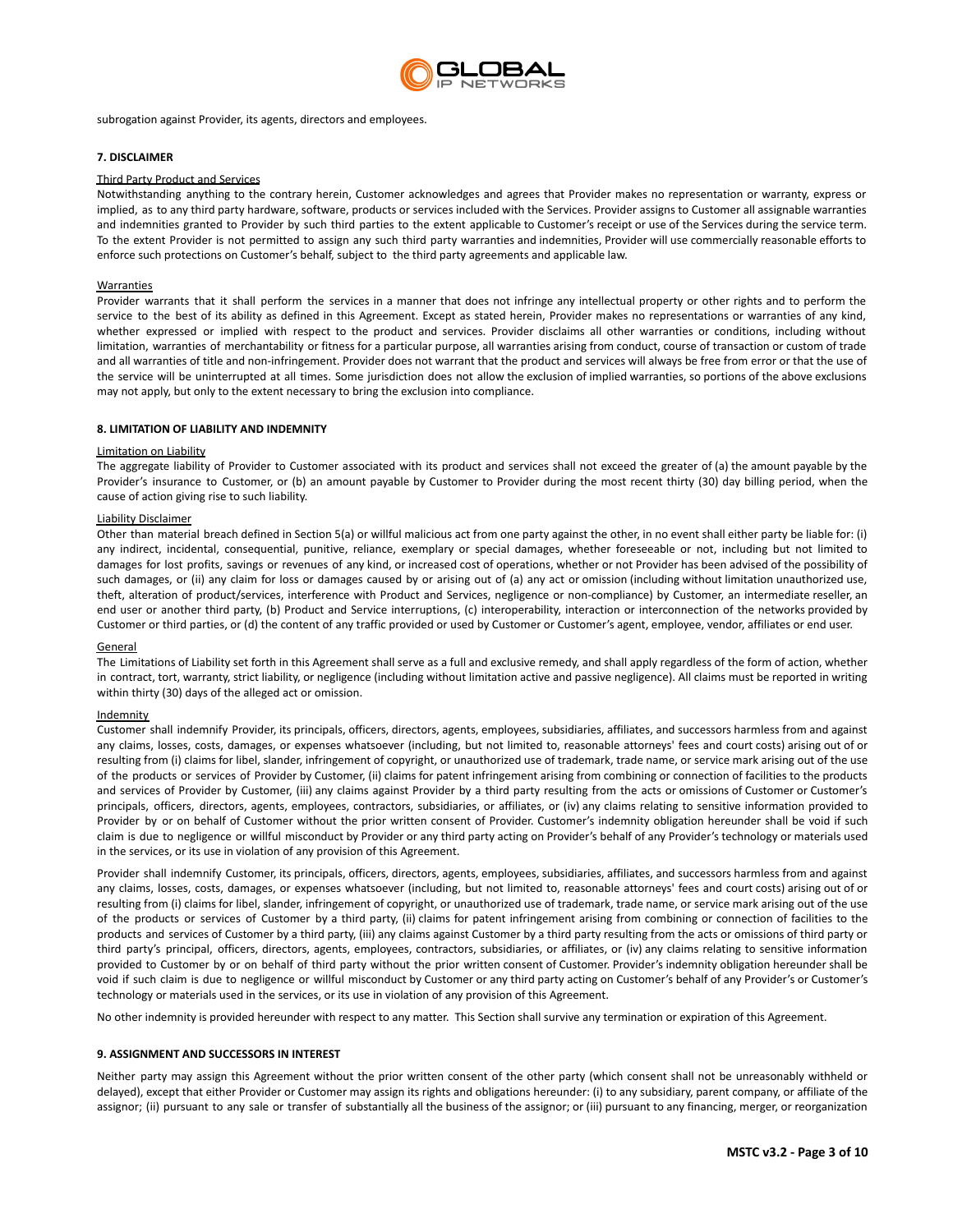subrogation against Provider, its agents, directors and employees.

**7. DISCLAIMER**

Third Party Product and Services

Notwithstanding anything to the contrary herein, Customer acknowledges and agrees that Provider makes no representation or warranty, express or implied, as to any third party hardware, software, products or services included with the Services. Provider assigns to Customer all assignable warranties and indemnities granted to Provider by such third parties to the extent applicable to Customer's receipt or use of the Services during the service term. To the extent Provider is not permitted to assign any such third party warranties and indemnities, Provider will use commercially reasonable efforts to enforce such protections on Customer's behalf, subject to the third party agreements and applicable law.

Warranties

Provider warrants that it shall perform the services in a manner that does not infringe any intellectual property or other rights and to perform the service to the best of its ability as defined in this Agreement. Except as stated herein, Provider makes no representations or warranties of any kind, whether expressed or implied with respect to the product and services. Provider disclaims all other warranties or conditions, including without limitation, warranties of merchantability or fitness for a particular purpose, all warranties arising from conduct, course of transaction or custom of trade and all warranties of title and non-infringement. Provider does not warrant that the product and services will always be free from error or that the use of the service will be uninterrupted at all times. Some jurisdiction does not allow the exclusion of implied warranties, so portions of the above exclusions may not apply, but only to the extent necessary to bring the exclusion into compliance.

**8. LIMITATION OF LIABILITY AND INDEMNITY**

Limitation on Liability

The aggregate liability of Provider to Customer associated with its product and services shall not exceed the greater of (a) the amount payable by the Provider's insurance to Customer, or (b) an amount payable by Customer to Provider during the most recent thirty (30) day billing period, when the cause of action giving rise to such liability.

Liability Disclaimer

Other than material breach defined in Section 5(a) or willful malicious act from one party against the other, in no event shall either party be liable for: (i) any indirect, incidental, consequential, punitive, reliance, exemplary or special damages, whether foreseeable or not, including but not limited to damages for lost profits, savings or revenues of any kind, or increased cost of operations, whether or not Provider has been advised of the possibility of such damages, or (ii) any claim for loss or damages caused by or arising out of (a) any act or omission (including without limitation unauthorized use, theft, alteration of product/services, interference with Product and Services, negligence or non-compliance) by Customer, an intermediate reseller, an end user or another third party, (b) Product and Service interruptions, (c) interoperability, interaction or interconnection of the networks provided by Customer or third parties, or (d) the content of any traffic provided or used by Customer or Customer's agent, employee, vendor, affiliates or end user.

General

The Limitations of Liability set forth in this Agreement shall serve as a full and exclusive remedy, and shall apply regardless of the form of action, whether in contract, tort, warranty, strict liability, or negligence (including without limitation active and passive negligence). All claims must be reported in writing within thirty (30) days of the alleged act or omission.

Indemnity

Customer shall indemnify Provider, its principals, officers, directors, agents, employees, subsidiaries, affiliates, and successors harmless from and against any claims, losses, costs, damages, or expenses whatsoever (including, but not limited to, reasonable attorneys' fees and court costs) arising out of or resulting from (i) claims for libel, slander, infringement of copyright, or unauthorized use of trademark, trade name, or service mark arising out of the use of the products or services of Provider by Customer, (ii) claims for patent infringement arising from combining or connection of facilities to the products and services of Provider by Customer, (iii) any claims against Provider by a third party resulting from the acts or omissions of Customer or Customer's principals, officers, directors, agents, employees, contractors, subsidiaries, or affiliates, or (iv) any claims relating to sensitive information provided to Provider by or on behalf of Customer without the prior written consent of Provider. Customer's indemnity obligation hereunder shall be void if such claim is due to negligence or willful misconduct by Provider or any third party acting on Provider's behalf of any Provider's technology or materials used in the services, or its use in violation of any provision of this Agreement.

Provider shall indemnify Customer, its principals, officers, directors, agents, employees, subsidiaries, affiliates, and successors harmless from and against any claims, losses, costs, damages, or expenses whatsoever (including, but not limited to, reasonable attorneys' fees and court costs) arising out of or resulting from (i) claims for libel, slander, infringement of copyright, or unauthorized use of trademark, trade name, or service mark arising out of the use of the products or services of Customer by a third party, (ii) claims for patent infringement arising from combining or connection of facilities to the products and services of Customer by a third party, (iii) any claims against Customer by a third party resulting from the acts or omissions of third party or third party's principal, officers, directors, agents, employees, contractors, subsidiaries, or affiliates, or (iv) any claims relating to sensitive information provided to Customer by or on behalf of third party without the prior written consent of Customer. Provider's indemnity obligation hereunder shall be void if such claim is due to negligence or willful misconduct by Customer or any third party acting on Customer's behalf of any Provider's or Customer's technology or materials used in the services, or its use in violation of any provision of this Agreement.

No other indemnity is provided hereunder with respect to any matter. This Section shall survive any termination or expiration of this Agreement.

**9. ASSIGNMENT AND SUCCESSORS IN INTEREST**

Neither party may assign this Agreement without the prior written consent of the other party (which consent shall not be unreasonably withheld or delayed), except that either Provider or Customer may assign its rights and obligations hereunder: (i) to any subsidiary, parent company, or affiliate of the assignor; (ii) pursuant to any sale or transfer of substantially all the business of the assignor; or (iii) pursuant to any financing, merger, or reorganization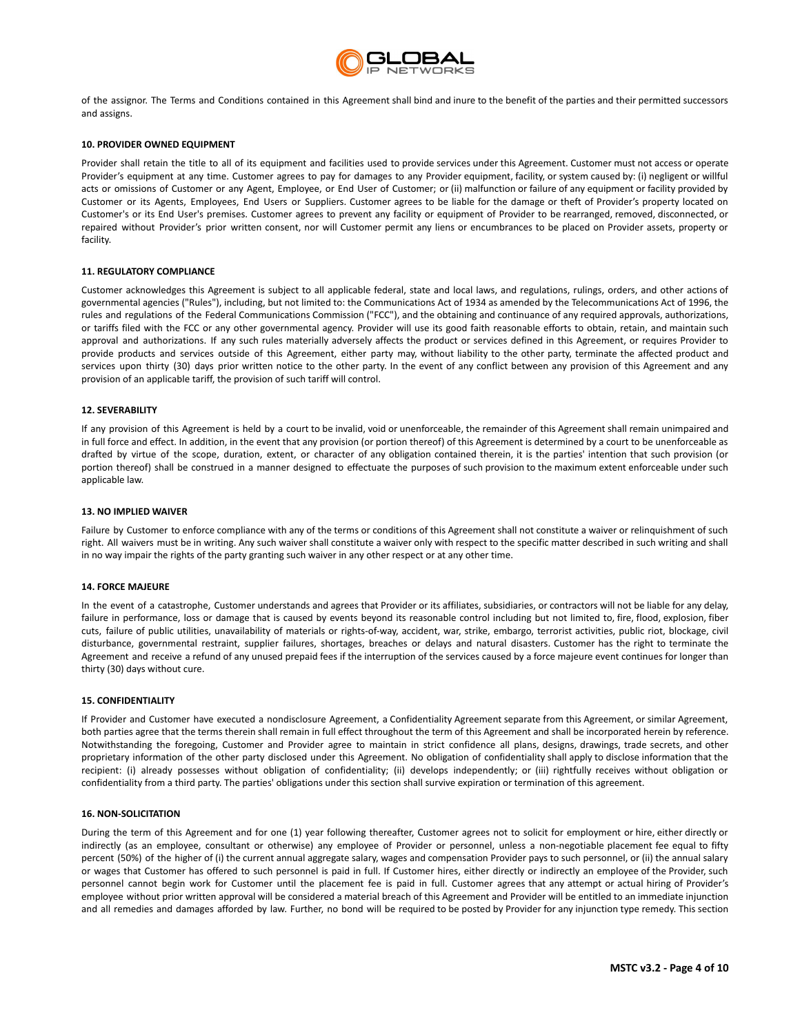of the assignor. The Terms and Conditions contained in this Agreement shall bind and inure to the benefit of the parties and their permitted successors and assigns.

**10. PROVIDER OWNED EQUIPMENT**

Provider shall retain the title to all of its equipment and facilities used to provide services under this Agreement. Customer must not access or operate Provider's equipment at any time. Customer agrees to pay for damages to any Provider equipment, facility, or system caused by: (i) negligent or willful acts or omissions of Customer or any Agent, Employee, or End User of Customer; or (ii) malfunction or failure of any equipment or facility provided by Customer or its Agents, Employees, End Users or Suppliers. Customer agrees to be liable for the damage or theft of Provider's property located on Customer's or its End User's premises. Customer agrees to prevent any facility or equipment of Provider to be rearranged, removed, disconnected, or repaired without Provider's prior written consent, nor will Customer permit any liens or encumbrances to be placed on Provider assets, property or facility.

**11. REGULATORY COMPLIANCE**

Customer acknowledges this Agreement is subject to all applicable federal, state and local laws, and regulations, rulings, orders, and other actions of governmental agencies ("Rules"), including, but not limited to: the Communications Act of 1934 as amended by the Telecommunications Act of 1996, the rules and regulations of the Federal Communications Commission ("FCC"), and the obtaining and continuance of any required approvals, authorizations, or tariffs filed with the FCC or any other governmental agency. Provider will use its good faith reasonable efforts to obtain, retain, and maintain such approval and authorizations. If any such rules materially adversely affects the product or services defined in this Agreement, or requires Provider to provide products and services outside of this Agreement, either party may, without liability to the other party, terminate the affected product and services upon thirty (30) days prior written notice to the other party. In the event of any conflict between any provision of this Agreement and any provision of an applicable tariff, the provision of such tariff will control.

**12. SEVERABILITY**

If any provision of this Agreement is held by a court to be invalid, void or unenforceable, the remainder of this Agreement shall remain unimpaired and in full force and effect. In addition, in the event that any provision (or portion thereof) of this Agreement is determined by a court to be unenforceable as drafted by virtue of the scope, duration, extent, or character of any obligation contained therein, it is the parties' intention that such provision (or portion thereof) shall be construed in a manner designed to effectuate the purposes of such provision to the maximum extent enforceable under such applicable law.

**13. NO IMPLIED WAIVER**

Failure by Customer to enforce compliance with any of the terms or conditions of this Agreement shall not constitute a waiver or relinquishment of such right. All waivers must be in writing. Any such waiver shall constitute a waiver only with respect to the specific matter described in such writing and shall in no way impair the rights of the party granting such waiver in any other respect or at any other time.

**14. FORCE MAJEURE**

In the event of a catastrophe, Customer understands and agrees that Provider or its affiliates, subsidiaries, or contractors will not be liable for any delay, failure in performance, loss or damage that is caused by events beyond its reasonable control including but not limited to, fire, flood, explosion, fiber cuts, failure of public utilities, unavailability of materials or rights-of-way, accident, war, strike, embargo, terrorist activities, public riot, blockage, civil disturbance, governmental restraint, supplier failures, shortages, breaches or delays and natural disasters. Customer has the right to terminate the Agreement and receive a refund of any unused prepaid fees if the interruption of the services caused by a force majeure event continues for longer than thirty (30) days without cure.

**15. CONFIDENTIALITY**

If Provider and Customer have executed a nondisclosure Agreement, a Confidentiality Agreement separate from this Agreement, or similar Agreement, both parties agree that the terms therein shall remain in full effect throughout the term of this Agreement and shall be incorporated herein by reference. Notwithstanding the foregoing, Customer and Provider agree to maintain in strict confidence all plans, designs, drawings, trade secrets, and other proprietary information of the other party disclosed under this Agreement. No obligation of confidentiality shall apply to disclose information that the recipient: (i) already possesses without obligation of confidentiality; (ii) develops independently; or (iii) rightfully receives without obligation or confidentiality from a third party. The parties' obligations under this section shall survive expiration or termination of this agreement.

**16. NON-SOLICITATION**

During the term of this Agreement and for one (1) year following thereafter, Customer agrees not to solicit for employment or hire, either directly or indirectly (as an employee, consultant or otherwise) any employee of Provider or personnel, unless a non-negotiable placement fee equal to fifty percent (50%) of the higher of (i) the current annual aggregate salary, wages and compensation Provider pays to such personnel, or (ii) the annual salary or wages that Customer has offered to such personnel is paid in full. If Customer hires, either directly or indirectly an employee of the Provider, such personnel cannot begin work for Customer until the placement fee is paid in full. Customer agrees that any attempt or actual hiring of Provider's employee without prior written approval will be considered a material breach of this Agreement and Provider will be entitled to an immediate injunction and all remedies and damages afforded by law. Further, no bond will be required to be posted by Provider for any injunction type remedy. This section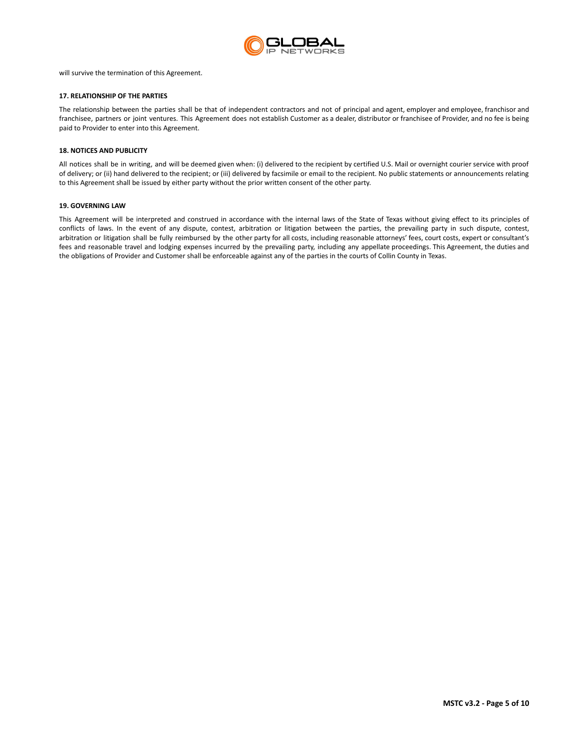will survive the termination of this Agreement.

**17. RELATIONSHIP OF THE PARTIES**

The relationship between the parties shall be that of independent contractors and not of principal and agent, employer and employee, franchisor and franchisee, partners or joint ventures. This Agreement does not establish Customer as a dealer, distributor or franchisee of Provider, and no fee is being paid to Provider to enter into this Agreement.

**18. NOTICES AND PUBLICITY**

All notices shall be in writing, and will be deemed given when: (i) delivered to the recipient by certified U.S. Mail or overnight courier service with proof of delivery; or (ii) hand delivered to the recipient; or (iii) delivered by facsimile or email to the recipient. No public statements or announcements relating to this Agreement shall be issued by either party without the prior written consent of the other party.

**19. GOVERNING LAW**

This Agreement will be interpreted and construed in accordance with the internal laws of the State of Texas without giving effect to its principles of conflicts of laws. In the event of any dispute, contest, arbitration or litigation between the parties, the prevailing party in such dispute, contest, arbitration or litigation shall be fully reimbursed by the other party for all costs, including reasonable attorneys' fees, court costs, expert or consultant's fees and reasonable travel and lodging expenses incurred by the prevailing party, including any appellate proceedings. This Agreement, the duties and the obligations of Provider and Customer shall be enforceable against any of the parties in the courts of Collin County in Texas.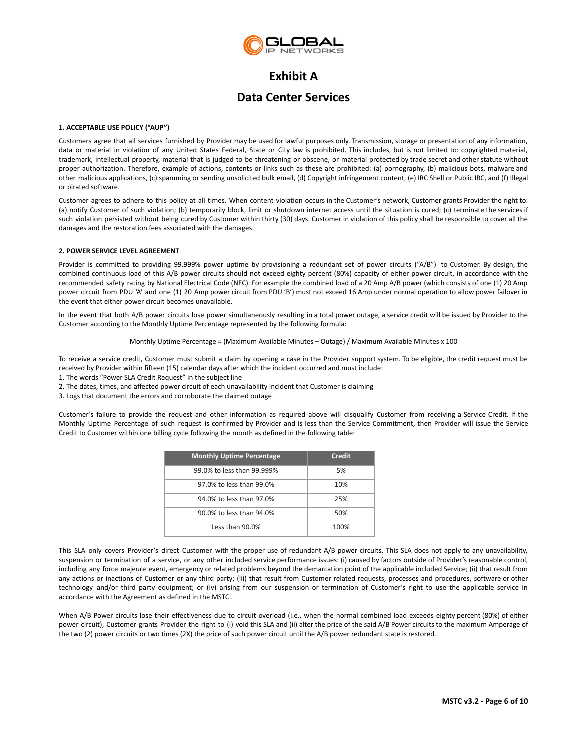# Exhibit A

## Data Center Services

### 1. ACCEPTABLE USE POLICY ("AUP")

Customers agree that all services furnished by Provider may be used for lawful purposes only. Transmission, storage or presentation of any information, data or material in violation of any United States Federal, State or City law is prohibited. This includes, but is not limited to: copyrighted material, trademark, intellectual property, material that is judged to be threatening or obscene, or material protected by trade secret and other statute without proper authorization. Therefore, example of actions, contents or links such as these are prohibited: (a) pornography, (b) malicious bots, malware and other malicious applications, (c) spamming or sending unsolicited bulk email, (d) Copyright infringement content, (e) IRC Shell or Public IRC, and (f) Illegal or pirated software.

Customer agrees to adhere to this policy at all times. When content violation occurs in the Customer's network, Customer grants Provider the right to: (a) notify Customer of such violation; (b) temporarily block, limit or shutdown internet access until the situation is cured; (c) terminate the services if such violation persisted without being cured by Customer within thirty (30) days. Customer in violation of this policy shall be responsible to cover all the damages and the restoration fees associated with the damages.

### 2. POWER SERVICE LEVEL AGREEMENT

Provider is committed to providing 99.999% power uptime by provisioning a redundant set of power circuits ("A/B") to Customer. By design, the combined continuous load of this A/B power circuits should not exceed eighty percent (80%) capacity of either power circuit, in accordance with the recommended safety rating by National Electrical Code (NEC). For example the combined load of a 20 Amp A/B power (which consists of one (1) 20 Amp power circuit from PDU 'A' and one (1) 20 Amp power circuit from PDU 'B') must not exceed 16 Amp under normal operation to allow power failover in the event that either power circuit becomes unavailable.

In the event that both A/B power circuits lose power simultaneously resulting in a total power outage, a service credit will be issued by Provider to the Customer according to the Monthly Uptime Percentage represented by the following formula:

Monthly Uptime Percentage = (Maximum Available Minutes – Outage) / Maximum Available Minutes x 100

To receive a service credit, Customer must submit a claim by opening a case in the Provider support system. To be eligible, the credit request must be received by Provider within fifteen (15) calendar days after which the incident occurred and must include:

1. The words "Power SLA Credit Request" in the subject line
2. The dates, times, and affected power circuit of each unavailability incident that Customer is claiming
3. Logs that document the errors and corroborate the claimed outage

Customer's failure to provide the request and other information as required above will disqualify Customer from receiving a Service Credit. If the Monthly Uptime Percentage of such request is confirmed by Provider and is less than the Service Commitment, then Provider will issue the Service Credit to Customer within one billing cycle following the month as defined in the following table:

| Monthly Uptime Percentage | Credit |
|---|---|
| 99.0% to less than 99.999% | 5% |
| 97.0% to less than 99.0% | 10% |
| 94.0% to less than 97.0% | 25% |
| 90.0% to less than 94.0% | 50% |
| Less than 90.0% | 100% |

This SLA only covers Provider's direct Customer with the proper use of redundant A/B power circuits. This SLA does not apply to any unavailability, suspension or termination of a service, or any other included service performance issues: (i) caused by factors outside of Provider's reasonable control, including any force majeure event, emergency or related problems beyond the demarcation point of the applicable included Service; (ii) that result from any actions or inactions of Customer or any third party; (iii) that result from Customer related requests, processes and procedures, software or other technology and/or third party equipment; or (iv) arising from our suspension or termination of Customer's right to use the applicable service in accordance with the Agreement as defined in the MSTC.

When A/B Power circuits lose their effectiveness due to circuit overload (i.e., when the normal combined load exceeds eighty percent (80%) of either power circuit), Customer grants Provider the right to (i) void this SLA and (ii) alter the price of the said A/B Power circuits to the maximum Amperage of the two (2) power circuits or two times (2X) the price of such power circuit until the A/B power redundant state is restored.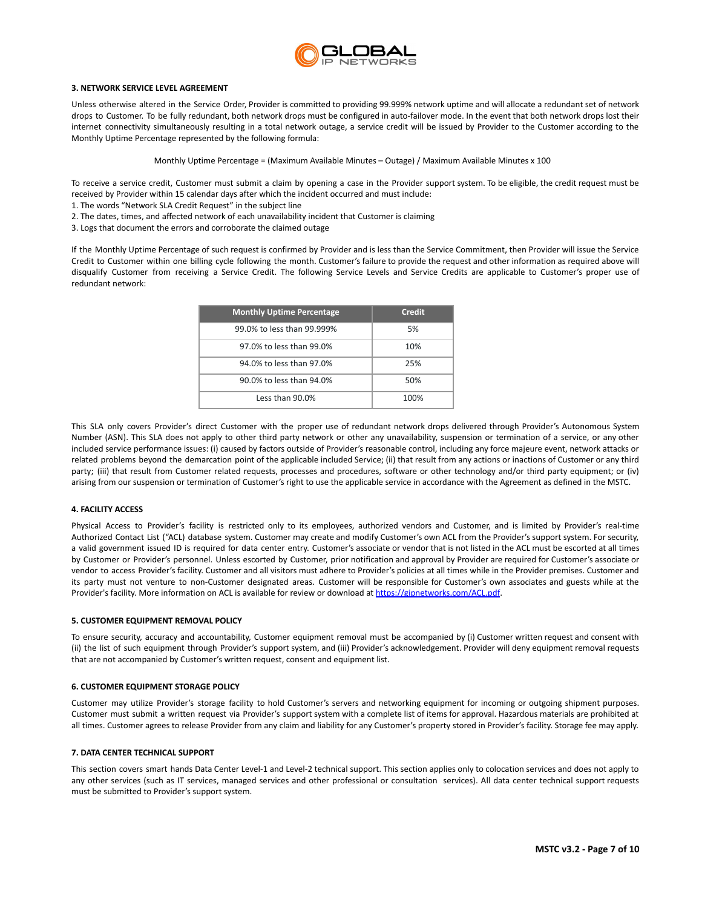### 3. NETWORK SERVICE LEVEL AGREEMENT

Unless otherwise altered in the Service Order, Provider is committed to providing 99.999% network uptime and will allocate a redundant set of network drops to Customer. To be fully redundant, both network drops must be configured in auto-failover mode. In the event that both network drops lost their internet connectivity simultaneously resulting in a total network outage, a service credit will be issued by Provider to the Customer according to the Monthly Uptime Percentage represented by the following formula:

Monthly Uptime Percentage = (Maximum Available Minutes – Outage) / Maximum Available Minutes x 100

To receive a service credit, Customer must submit a claim by opening a case in the Provider support system. To be eligible, the credit request must be received by Provider within 15 calendar days after which the incident occurred and must include:

1. The words "Network SLA Credit Request" in the subject line
2. The dates, times, and affected network of each unavailability incident that Customer is claiming
3. Logs that document the errors and corroborate the claimed outage

If the Monthly Uptime Percentage of such request is confirmed by Provider and is less than the Service Commitment, then Provider will issue the Service Credit to Customer within one billing cycle following the month. Customer's failure to provide the request and other information as required above will disqualify Customer from receiving a Service Credit. The following Service Levels and Service Credits are applicable to Customer's proper use of redundant network:

| Monthly Uptime Percentage | Credit |
|---|---|
| 99.0% to less than 99.999% | 5% |
| 97.0% to less than 99.0% | 10% |
| 94.0% to less than 97.0% | 25% |
| 90.0% to less than 94.0% | 50% |
| Less than 90.0% | 100% |

This SLA only covers Provider's direct Customer with the proper use of redundant network drops delivered through Provider's Autonomous System Number (ASN). This SLA does not apply to other third party network or other any unavailability, suspension or termination of a service, or any other included service performance issues: (i) caused by factors outside of Provider's reasonable control, including any force majeure event, network attacks or related problems beyond the demarcation point of the applicable included Service; (ii) that result from any actions or inactions of Customer or any third party; (iii) that result from Customer related requests, processes and procedures, software or other technology and/or third party equipment; or (iv) arising from our suspension or termination of Customer's right to use the applicable service in accordance with the Agreement as defined in the MSTC.

### 4. FACILITY ACCESS

Physical Access to Provider's facility is restricted only to its employees, authorized vendors and Customer, and is limited by Provider's real-time Authorized Contact List ("ACL) database system. Customer may create and modify Customer's own ACL from the Provider's support system. For security, a valid government issued ID is required for data center entry. Customer's associate or vendor that is not listed in the ACL must be escorted at all times by Customer or Provider's personnel. Unless escorted by Customer, prior notification and approval by Provider are required for Customer's associate or vendor to access Provider's facility. Customer and all visitors must adhere to Provider's policies at all times while in the Provider premises. Customer and its party must not venture to non-Customer designated areas. Customer will be responsible for Customer's own associates and guests while at the Provider's facility. More information on ACL is available for review or download at [https://gipnetworks.com/ACL.pdf](https://gipnetworks.com/ACL.pdf).

### 5. CUSTOMER EQUIPMENT REMOVAL POLICY

To ensure security, accuracy and accountability, Customer equipment removal must be accompanied by (i) Customer written request and consent with (ii) the list of such equipment through Provider's support system, and (iii) Provider's acknowledgement. Provider will deny equipment removal requests that are not accompanied by Customer's written request, consent and equipment list.

### 6. CUSTOMER EQUIPMENT STORAGE POLICY

Customer may utilize Provider's storage facility to hold Customer's servers and networking equipment for incoming or outgoing shipment purposes. Customer must submit a written request via Provider's support system with a complete list of items for approval. Hazardous materials are prohibited at all times. Customer agrees to release Provider from any claim and liability for any Customer's property stored in Provider's facility. Storage fee may apply.

### 7. DATA CENTER TECHNICAL SUPPORT

This section covers smart hands Data Center Level-1 and Level-2 technical support. This section applies only to colocation services and does not apply to any other services (such as IT services, managed services and other professional or consultation services). All data center technical support requests must be submitted to Provider's support system.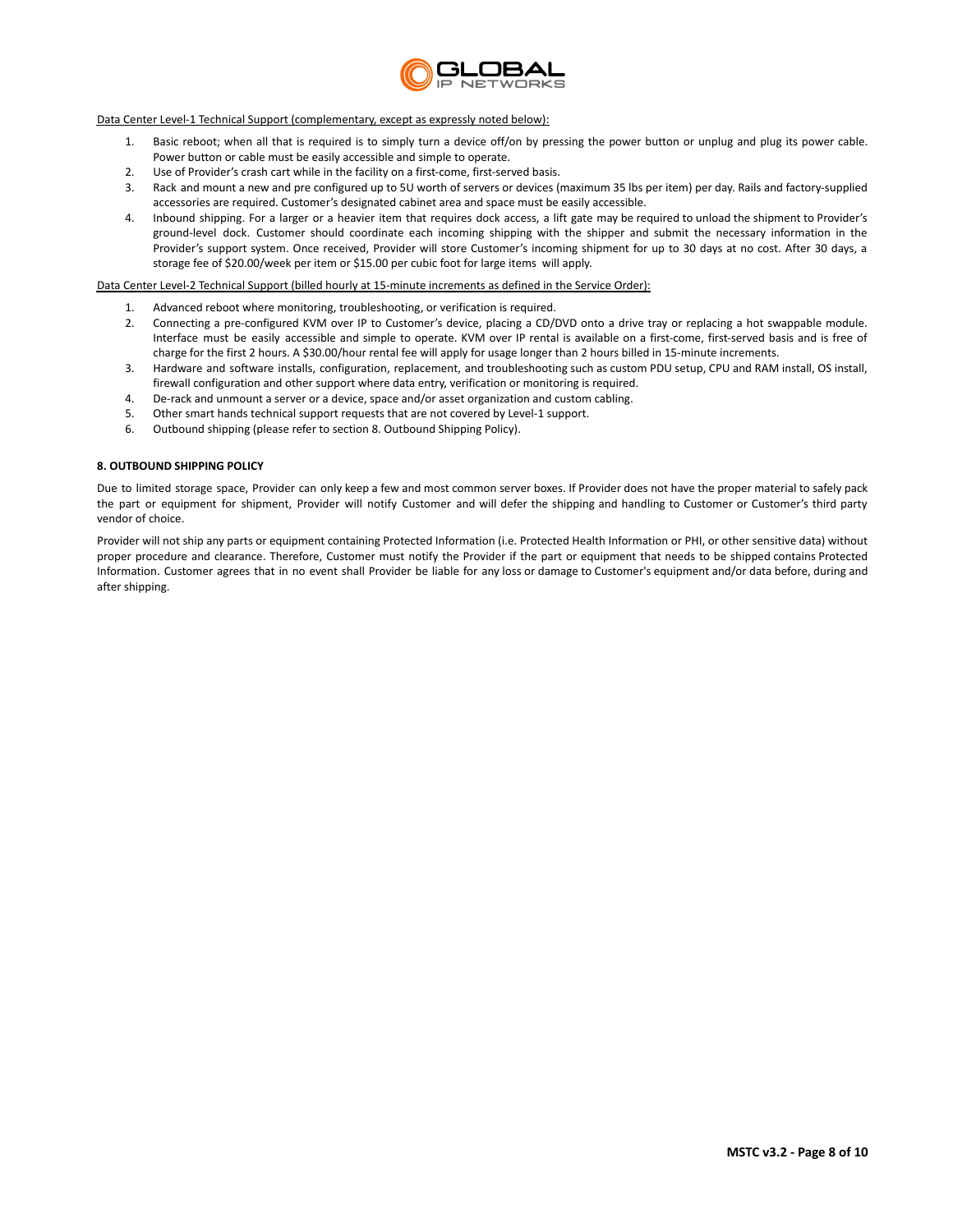Data Center Level-1 Technical Support (complementary, except as expressly noted below):

1. Basic reboot; when all that is required is to simply turn a device off/on by pressing the power button or unplug and plug its power cable. Power button or cable must be easily accessible and simple to operate.
2. Use of Provider's crash cart while in the facility on a first-come, first-served basis.
3. Rack and mount a new and pre configured up to 5U worth of servers or devices (maximum 35 lbs per item) per day. Rails and factory-supplied accessories are required. Customer's designated cabinet area and space must be easily accessible.
4. Inbound shipping. For a larger or a heavier item that requires dock access, a lift gate may be required to unload the shipment to Provider's ground-level dock. Customer should coordinate each incoming shipping with the shipper and submit the necessary information in the Provider's support system. Once received, Provider will store Customer's incoming shipment for up to 30 days at no cost. After 30 days, a storage fee of $20.00/week per item or $15.00 per cubic foot for large items will apply.

Data Center Level-2 Technical Support (billed hourly at 15-minute increments as defined in the Service Order):

1. Advanced reboot where monitoring, troubleshooting, or verification is required.
2. Connecting a pre-configured KVM over IP to Customer's device, placing a CD/DVD onto a drive tray or replacing a hot swappable module. Interface must be easily accessible and simple to operate. KVM over IP rental is available on a first-come, first-served basis and is free of charge for the first 2 hours. A $30.00/hour rental fee will apply for usage longer than 2 hours billed in 15-minute increments.
3. Hardware and software installs, configuration, replacement, and troubleshooting such as custom PDU setup, CPU and RAM install, OS install, firewall configuration and other support where data entry, verification or monitoring is required.
4. De-rack and unmount a server or a device, space and/or asset organization and custom cabling.
5. Other smart hands technical support requests that are not covered by Level-1 support.
6. Outbound shipping (please refer to section 8. Outbound Shipping Policy).

**8. OUTBOUND SHIPPING POLICY**

Due to limited storage space, Provider can only keep a few and most common server boxes. If Provider does not have the proper material to safely pack the part or equipment for shipment, Provider will notify Customer and will defer the shipping and handling to Customer or Customer's third party vendor of choice.

Provider will not ship any parts or equipment containing Protected Information (i.e. Protected Health Information or PHI, or other sensitive data) without proper procedure and clearance. Therefore, Customer must notify the Provider if the part or equipment that needs to be shipped contains Protected Information. Customer agrees that in no event shall Provider be liable for any loss or damage to Customer's equipment and/or data before, during and after shipping.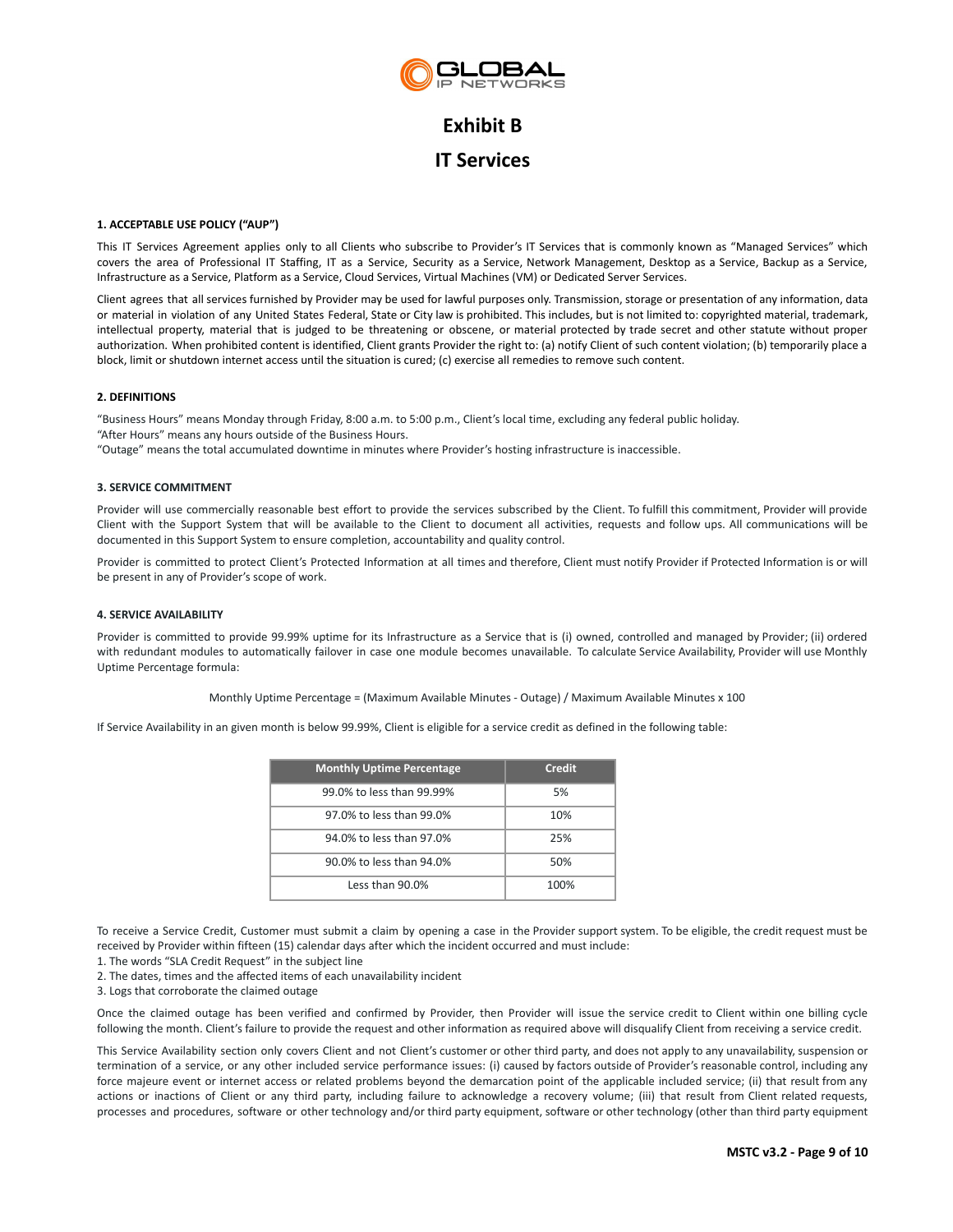# Exhibit B

# IT Services

### 1. ACCEPTABLE USE POLICY ("AUP")

This IT Services Agreement applies only to all Clients who subscribe to Provider's IT Services that is commonly known as "Managed Services" which covers the area of Professional IT Staffing, IT as a Service, Security as a Service, Network Management, Desktop as a Service, Backup as a Service, Infrastructure as a Service, Platform as a Service, Cloud Services, Virtual Machines (VM) or Dedicated Server Services.

Client agrees that all services furnished by Provider may be used for lawful purposes only. Transmission, storage or presentation of any information, data or material in violation of any United States Federal, State or City law is prohibited. This includes, but is not limited to: copyrighted material, trademark, intellectual property, material that is judged to be threatening or obscene, or material protected by trade secret and other statute without proper authorization. When prohibited content is identified, Client grants Provider the right to: (a) notify Client of such content violation; (b) temporarily place a block, limit or shutdown internet access until the situation is cured; (c) exercise all remedies to remove such content.

### 2. DEFINITIONS

"Business Hours" means Monday through Friday, 8:00 a.m. to 5:00 p.m., Client's local time, excluding any federal public holiday.
"After Hours" means any hours outside of the Business Hours.
"Outage" means the total accumulated downtime in minutes where Provider's hosting infrastructure is inaccessible.

### 3. SERVICE COMMITMENT

Provider will use commercially reasonable best effort to provide the services subscribed by the Client. To fulfill this commitment, Provider will provide Client with the Support System that will be available to the Client to document all activities, requests and follow ups. All communications will be documented in this Support System to ensure completion, accountability and quality control.

Provider is committed to protect Client's Protected Information at all times and therefore, Client must notify Provider if Protected Information is or will be present in any of Provider's scope of work.

### 4. SERVICE AVAILABILITY

Provider is committed to provide 99.99% uptime for its Infrastructure as a Service that is (i) owned, controlled and managed by Provider; (ii) ordered with redundant modules to automatically failover in case one module becomes unavailable. To calculate Service Availability, Provider will use Monthly Uptime Percentage formula:

Monthly Uptime Percentage = (Maximum Available Minutes - Outage) / Maximum Available Minutes x 100

If Service Availability in an given month is below 99.99%, Client is eligible for a service credit as defined in the following table:

| Monthly Uptime Percentage | Credit |
|---|---|
| 99.0% to less than 99.99% | 5% |
| 97.0% to less than 99.0% | 10% |
| 94.0% to less than 97.0% | 25% |
| 90.0% to less than 94.0% | 50% |
| Less than 90.0% | 100% |

To receive a Service Credit, Customer must submit a claim by opening a case in the Provider support system. To be eligible, the credit request must be received by Provider within fifteen (15) calendar days after which the incident occurred and must include:

1. The words "SLA Credit Request" in the subject line
2. The dates, times and the affected items of each unavailability incident
3. Logs that corroborate the claimed outage

Once the claimed outage has been verified and confirmed by Provider, then Provider will issue the service credit to Client within one billing cycle following the month. Client's failure to provide the request and other information as required above will disqualify Client from receiving a service credit.

This Service Availability section only covers Client and not Client's customer or other third party, and does not apply to any unavailability, suspension or termination of a service, or any other included service performance issues: (i) caused by factors outside of Provider's reasonable control, including any force majeure event or internet access or related problems beyond the demarcation point of the applicable included service; (ii) that result from any actions or inactions of Client or any third party, including failure to acknowledge a recovery volume; (iii) that result from Client related requests, processes and procedures, software or other technology and/or third party equipment, software or other technology (other than third party equipment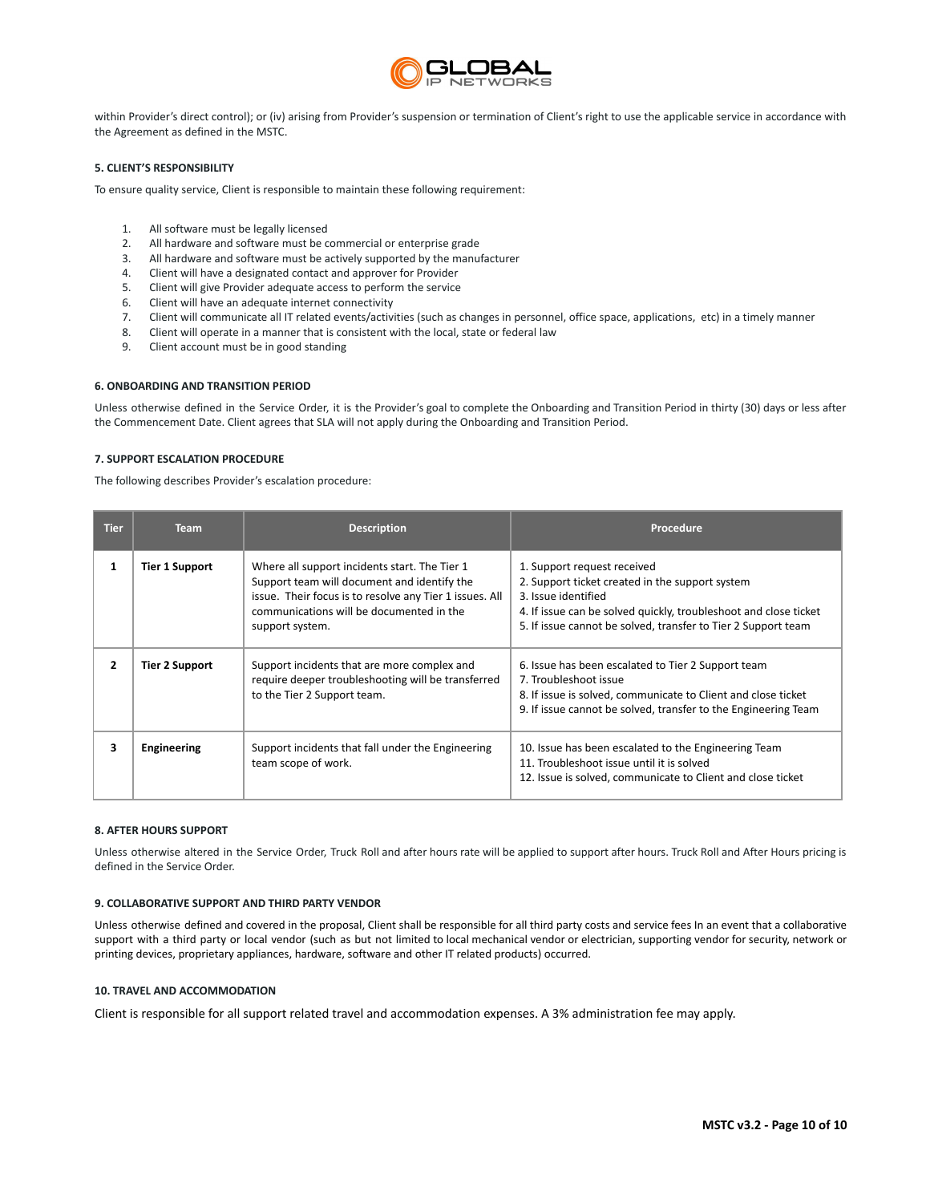within Provider's direct control); or (iv) arising from Provider's suspension or termination of Client's right to use the applicable service in accordance with the Agreement as defined in the MSTC.

#### 5. CLIENT'S RESPONSIBILITY

To ensure quality service, Client is responsible to maintain these following requirement:

1. All software must be legally licensed
2. All hardware and software must be commercial or enterprise grade
3. All hardware and software must be actively supported by the manufacturer
4. Client will have a designated contact and approver for Provider
5. Client will give Provider adequate access to perform the service
6. Client will have an adequate internet connectivity
7. Client will communicate all IT related events/activities (such as changes in personnel, office space, applications, etc) in a timely manner
8. Client will operate in a manner that is consistent with the local, state or federal law
9. Client account must be in good standing

#### 6. ONBOARDING AND TRANSITION PERIOD

Unless otherwise defined in the Service Order, it is the Provider's goal to complete the Onboarding and Transition Period in thirty (30) days or less after the Commencement Date. Client agrees that SLA will not apply during the Onboarding and Transition Period.

#### 7. SUPPORT ESCALATION PROCEDURE

The following describes Provider's escalation procedure:

| Tier | Team | Description | Procedure |
|---|---|---|---|
| 1 | **Tier 1 Support** | Where all support incidents start. The Tier 1 Support team will document and identify the issue. Their focus is to resolve any Tier 1 issues. All communications will be documented in the support system. | 1. Support request received<br>2. Support ticket created in the support system<br>3. Issue identified<br>4. If issue can be solved quickly, troubleshoot and close ticket<br>5. If issue cannot be solved, transfer to Tier 2 Support team |
| 2 | **Tier 2 Support** | Support incidents that are more complex and require deeper troubleshooting will be transferred to the Tier 2 Support team. | 6. Issue has been escalated to Tier 2 Support team<br>7. Troubleshoot issue<br>8. If issue is solved, communicate to Client and close ticket<br>9. If issue cannot be solved, transfer to the Engineering Team |
| 3 | **Engineering** | Support incidents that fall under the Engineering team scope of work. | 10. Issue has been escalated to the Engineering Team<br>11. Troubleshoot issue until it is solved<br>12. Issue is solved, communicate to Client and close ticket |

#### 8. AFTER HOURS SUPPORT

Unless otherwise altered in the Service Order, Truck Roll and after hours rate will be applied to support after hours. Truck Roll and After Hours pricing is defined in the Service Order.

#### 9. COLLABORATIVE SUPPORT AND THIRD PARTY VENDOR

Unless otherwise defined and covered in the proposal, Client shall be responsible for all third party costs and service fees In an event that a collaborative support with a third party or local vendor (such as but not limited to local mechanical vendor or electrician, supporting vendor for security, network or printing devices, proprietary appliances, hardware, software and other IT related products) occurred.

#### 10. TRAVEL AND ACCOMMODATION

Client is responsible for all support related travel and accommodation expenses. A 3% administration fee may apply.